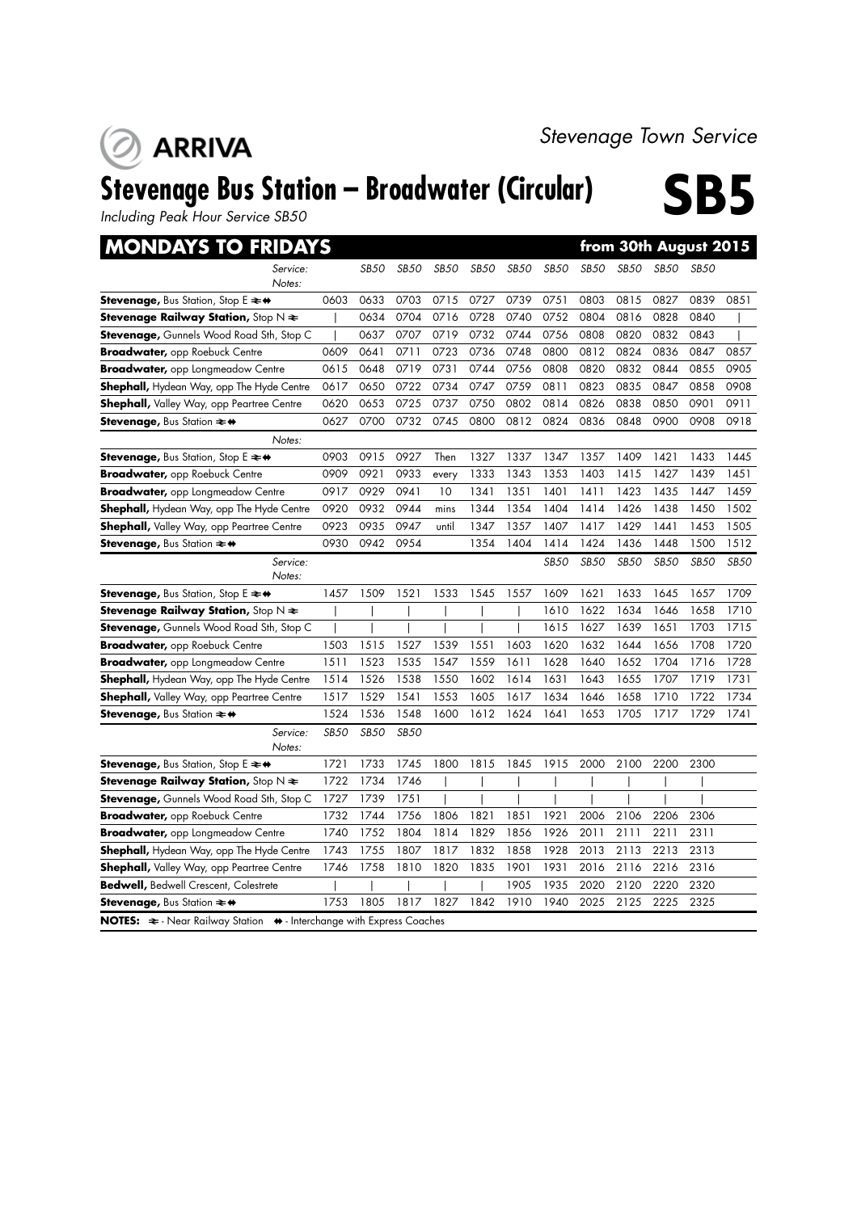ARRIVA

*Stevenage Town Service*

# Stevenage Bus Station – Broadwater (Circular) SB5

*Including Peak Hour Service SB50*

## MONDAYS TO FRIDAYS from 30th August 2015

| Service: | | SB50 | SB50 | SB50 | SB50 | SB50 | SB50 | SB50 | SB50 | SB50 | SB50 | |
|---|---|---|---|---|---|---|---|---|---|---|---|---|
| Notes: | | | | | | | | | | | | |
| **Stevenage,** Bus Station, Stop E ≈⇔ | 0603 | 0633 | 0703 | 0715 | 0727 | 0739 | 0751 | 0803 | 0815 | 0827 | 0839 | 0851 |
| **Stevenage Railway Station,** Stop N ≈ | \| | 0634 | 0704 | 0716 | 0728 | 0740 | 0752 | 0804 | 0816 | 0828 | 0840 | \| |
| **Stevenage,** Gunnels Wood Road Sth, Stop C | \| | 0637 | 0707 | 0719 | 0732 | 0744 | 0756 | 0808 | 0820 | 0832 | 0843 | \| |
| **Broadwater,** opp Roebuck Centre | 0609 | 0641 | 0711 | 0723 | 0736 | 0748 | 0800 | 0812 | 0824 | 0836 | 0847 | 0857 |
| **Broadwater,** opp Longmeadow Centre | 0615 | 0648 | 0719 | 0731 | 0744 | 0756 | 0808 | 0820 | 0832 | 0844 | 0855 | 0905 |
| **Shephall,** Hydean Way, opp The Hyde Centre | 0617 | 0650 | 0722 | 0734 | 0747 | 0759 | 0811 | 0823 | 0835 | 0847 | 0858 | 0908 |
| **Shephall,** Valley Way, opp Peartree Centre | 0620 | 0653 | 0725 | 0737 | 0750 | 0802 | 0814 | 0826 | 0838 | 0850 | 0901 | 0911 |
| **Stevenage,** Bus Station ≈⇔ | 0627 | 0700 | 0732 | 0745 | 0800 | 0812 | 0824 | 0836 | 0848 | 0900 | 0908 | 0918 |

| Notes: | | | | | | | | | | | | |
|---|---|---|---|---|---|---|---|---|---|---|---|---|
| **Stevenage,** Bus Station, Stop E ≈⇔ | 0903 | 0915 | 0927 | Then | 1327 | 1337 | 1347 | 1357 | 1409 | 1421 | 1433 | 1445 |
| **Broadwater,** opp Roebuck Centre | 0909 | 0921 | 0933 | every | 1333 | 1343 | 1353 | 1403 | 1415 | 1427 | 1439 | 1451 |
| **Broadwater,** opp Longmeadow Centre | 0917 | 0929 | 0941 | 10 | 1341 | 1351 | 1401 | 1411 | 1423 | 1435 | 1447 | 1459 |
| **Shephall,** Hydean Way, opp The Hyde Centre | 0920 | 0932 | 0944 | mins | 1344 | 1354 | 1404 | 1414 | 1426 | 1438 | 1450 | 1502 |
| **Shephall,** Valley Way, opp Peartree Centre | 0923 | 0935 | 0947 | until | 1347 | 1357 | 1407 | 1417 | 1429 | 1441 | 1453 | 1505 |
| **Stevenage,** Bus Station ≈⇔ | 0930 | 0942 | 0954 | | 1354 | 1404 | 1414 | 1424 | 1436 | 1448 | 1500 | 1512 |

| Service: | | | | | | | SB50 | SB50 | SB50 | SB50 | SB50 | SB50 |
|---|---|---|---|---|---|---|---|---|---|---|---|---|
| Notes: | | | | | | | | | | | | |
| **Stevenage,** Bus Station, Stop E ≈⇔ | 1457 | 1509 | 1521 | 1533 | 1545 | 1557 | 1609 | 1621 | 1633 | 1645 | 1657 | 1709 |
| **Stevenage Railway Station,** Stop N ≈ | \| | \| | \| | \| | \| | \| | 1610 | 1622 | 1634 | 1646 | 1658 | 1710 |
| **Stevenage,** Gunnels Wood Road Sth, Stop C | \| | \| | \| | \| | \| | \| | 1615 | 1627 | 1639 | 1651 | 1703 | 1715 |
| **Broadwater,** opp Roebuck Centre | 1503 | 1515 | 1527 | 1539 | 1551 | 1603 | 1620 | 1632 | 1644 | 1656 | 1708 | 1720 |
| **Broadwater,** opp Longmeadow Centre | 1511 | 1523 | 1535 | 1547 | 1559 | 1611 | 1628 | 1640 | 1652 | 1704 | 1716 | 1728 |
| **Shephall,** Hydean Way, opp The Hyde Centre | 1514 | 1526 | 1538 | 1550 | 1602 | 1614 | 1631 | 1643 | 1655 | 1707 | 1719 | 1731 |
| **Shephall,** Valley Way, opp Peartree Centre | 1517 | 1529 | 1541 | 1553 | 1605 | 1617 | 1634 | 1646 | 1658 | 1710 | 1722 | 1734 |
| **Stevenage,** Bus Station ≈⇔ | 1524 | 1536 | 1548 | 1600 | 1612 | 1624 | 1641 | 1653 | 1705 | 1717 | 1729 | 1741 |

| Service: | SB50 | SB50 | SB50 | | | | | | | | |
|---|---|---|---|---|---|---|---|---|---|---|---|
| Notes: | | | | | | | | | | | |
| **Stevenage,** Bus Station, Stop E ≈⇔ | 1721 | 1733 | 1745 | 1800 | 1815 | 1845 | 1915 | 2000 | 2100 | 2200 | 2300 |
| **Stevenage Railway Station,** Stop N ≈ | 1722 | 1734 | 1746 | \| | \| | \| | \| | \| | \| | \| | \| |
| **Stevenage,** Gunnels Wood Road Sth, Stop C | 1727 | 1739 | 1751 | \| | \| | \| | \| | \| | \| | \| | \| |
| **Broadwater,** opp Roebuck Centre | 1732 | 1744 | 1756 | 1806 | 1821 | 1851 | 1921 | 2006 | 2106 | 2206 | 2306 |
| **Broadwater,** opp Longmeadow Centre | 1740 | 1752 | 1804 | 1814 | 1829 | 1856 | 1926 | 2011 | 2111 | 2211 | 2311 |
| **Shephall,** Hydean Way, opp The Hyde Centre | 1743 | 1755 | 1807 | 1817 | 1832 | 1858 | 1928 | 2013 | 2113 | 2213 | 2313 |
| **Shephall,** Valley Way, opp Peartree Centre | 1746 | 1758 | 1810 | 1820 | 1835 | 1901 | 1931 | 2016 | 2116 | 2216 | 2316 |
| **Bedwell,** Bedwell Crescent, Colestrete | \| | \| | \| | \| | \| | 1905 | 1935 | 2020 | 2120 | 2220 | 2320 |
| **Stevenage,** Bus Station ≈⇔ | 1753 | 1805 | 1817 | 1827 | 1842 | 1910 | 1940 | 2025 | 2125 | 2225 | 2325 |

**NOTES:** ≈ - Near Railway Station ⇔ - Interchange with Express Coaches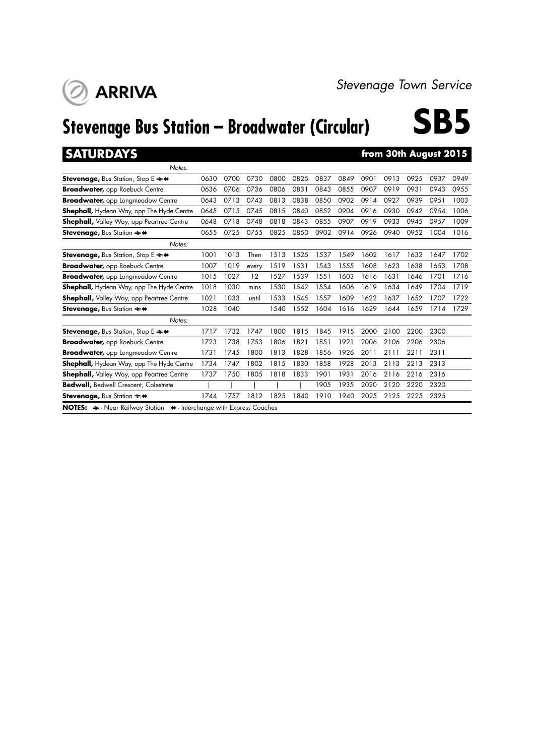ARRIVA

*Stevenage Town Service*

# Stevenage Bus Station – Broadwater (Circular) SB5

## SATURDAYS from 30th August 2015

| *Notes:* | | | | | | | | | | | | |
|---|---|---|---|---|---|---|---|---|---|---|---|---|
| **Stevenage,** Bus Station, Stop E ≈⇔ | 0630 | 0700 | 0730 | 0800 | 0825 | 0837 | 0849 | 0901 | 0913 | 0925 | 0937 | 0949 |
| **Broadwater,** opp Roebuck Centre | 0636 | 0706 | 0736 | 0806 | 0831 | 0843 | 0855 | 0907 | 0919 | 0931 | 0943 | 0955 |
| **Broadwater,** opp Longmeadow Centre | 0643 | 0713 | 0743 | 0813 | 0838 | 0850 | 0902 | 0914 | 0927 | 0939 | 0951 | 1003 |
| **Shephall,** Hydean Way, opp The Hyde Centre | 0645 | 0715 | 0745 | 0815 | 0840 | 0852 | 0904 | 0916 | 0930 | 0942 | 0954 | 1006 |
| **Shephall,** Valley Way, opp Peartree Centre | 0648 | 0718 | 0748 | 0818 | 0843 | 0855 | 0907 | 0919 | 0933 | 0945 | 0957 | 1009 |
| **Stevenage,** Bus Station ≈⇔ | 0655 | 0725 | 0755 | 0825 | 0850 | 0902 | 0914 | 0926 | 0940 | 0952 | 1004 | 1016 |

| *Notes:* | | | | | | | | | | | | |
|---|---|---|---|---|---|---|---|---|---|---|---|---|
| **Stevenage,** Bus Station, Stop E ≈⇔ | 1001 | 1013 | Then | 1513 | 1525 | 1537 | 1549 | 1602 | 1617 | 1632 | 1647 | 1702 |
| **Broadwater,** opp Roebuck Centre | 1007 | 1019 | every | 1519 | 1531 | 1543 | 1555 | 1608 | 1623 | 1638 | 1653 | 1708 |
| **Broadwater,** opp Longmeadow Centre | 1015 | 1027 | 12 | 1527 | 1539 | 1551 | 1603 | 1616 | 1631 | 1646 | 1701 | 1716 |
| **Shephall,** Hydean Way, opp The Hyde Centre | 1018 | 1030 | mins | 1530 | 1542 | 1554 | 1606 | 1619 | 1634 | 1649 | 1704 | 1719 |
| **Shephall,** Valley Way, opp Peartree Centre | 1021 | 1033 | until | 1533 | 1545 | 1557 | 1609 | 1622 | 1637 | 1652 | 1707 | 1722 |
| **Stevenage,** Bus Station ≈⇔ | 1028 | 1040 | | 1540 | 1552 | 1604 | 1616 | 1629 | 1644 | 1659 | 1714 | 1729 |

| *Notes:* | | | | | | | | | | | |
|---|---|---|---|---|---|---|---|---|---|---|---|
| **Stevenage,** Bus Station, Stop E ≈⇔ | 1717 | 1732 | 1747 | 1800 | 1815 | 1845 | 1915 | 2000 | 2100 | 2200 | 2300 |
| **Broadwater,** opp Roebuck Centre | 1723 | 1738 | 1753 | 1806 | 1821 | 1851 | 1921 | 2006 | 2106 | 2206 | 2306 |
| **Broadwater,** opp Longmeadow Centre | 1731 | 1745 | 1800 | 1813 | 1828 | 1856 | 1926 | 2011 | 2111 | 2211 | 2311 |
| **Shephall,** Hydean Way, opp The Hyde Centre | 1734 | 1747 | 1802 | 1815 | 1830 | 1858 | 1928 | 2013 | 2113 | 2213 | 2313 |
| **Shephall,** Valley Way, opp Peartree Centre | 1737 | 1750 | 1805 | 1818 | 1833 | 1901 | 1931 | 2016 | 2116 | 2216 | 2316 |
| **Bedwell,** Bedwell Crescent, Colestrete | \| | \| | \| | \| | \| | 1905 | 1935 | 2020 | 2120 | 2220 | 2320 |
| **Stevenage,** Bus Station ≈⇔ | 1744 | 1757 | 1812 | 1825 | 1840 | 1910 | 1940 | 2025 | 2125 | 2225 | 2325 |

**NOTES:** ≈ - Near Railway Station ⇔ - Interchange with Express Coaches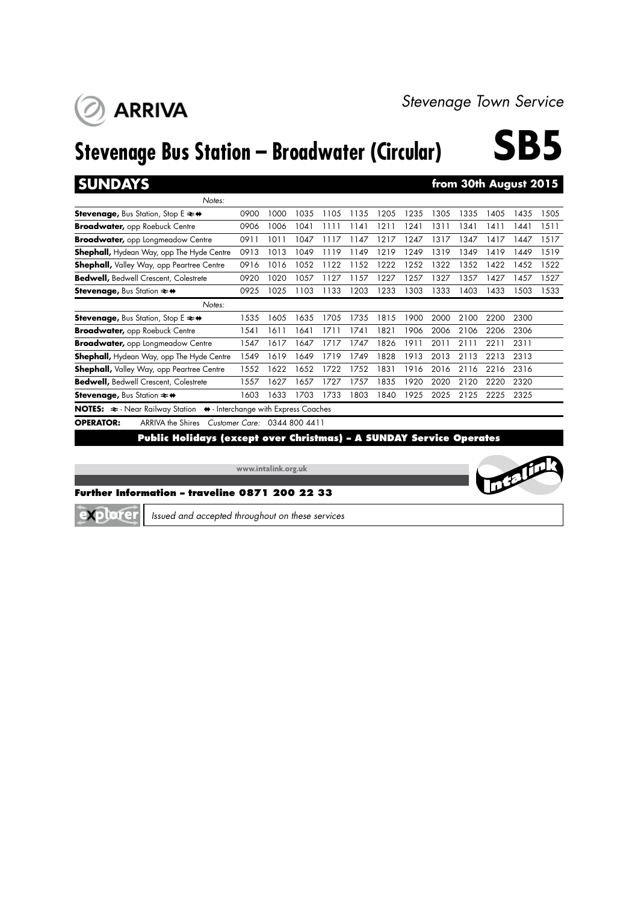ARRIVA

*Stevenage Town Service*

# Stevenage Bus Station – Broadwater (Circular) SB5

## SUNDAYS from 30th August 2015

| *Notes:* | | | | | | | | | | | | |
|---|---|---|---|---|---|---|---|---|---|---|---|---|
| **Stevenage,** Bus Station, Stop E ⇌ ⇼ | 0900 | 1000 | 1035 | 1105 | 1135 | 1205 | 1235 | 1305 | 1335 | 1405 | 1435 | 1505 |
| **Broadwater,** opp Roebuck Centre | 0906 | 1006 | 1041 | 1111 | 1141 | 1211 | 1241 | 1311 | 1341 | 1411 | 1441 | 1511 |
| **Broadwater,** opp Longmeadow Centre | 0911 | 1011 | 1047 | 1117 | 1147 | 1217 | 1247 | 1317 | 1347 | 1417 | 1447 | 1517 |
| **Shephall,** Hydean Way, opp The Hyde Centre | 0913 | 1013 | 1049 | 1119 | 1149 | 1219 | 1249 | 1319 | 1349 | 1419 | 1449 | 1519 |
| **Shephall,** Valley Way, opp Peartree Centre | 0916 | 1016 | 1052 | 1122 | 1152 | 1222 | 1252 | 1322 | 1352 | 1422 | 1452 | 1522 |
| **Bedwell,** Bedwell Crescent, Colestrete | 0920 | 1020 | 1057 | 1127 | 1157 | 1227 | 1257 | 1327 | 1357 | 1427 | 1457 | 1527 |
| **Stevenage,** Bus Station ⇌ ⇼ | 0925 | 1025 | 1103 | 1133 | 1203 | 1233 | 1303 | 1333 | 1403 | 1433 | 1503 | 1533 |

| *Notes:* | | | | | | | | | | | |
|---|---|---|---|---|---|---|---|---|---|---|---|
| **Stevenage,** Bus Station, Stop E ⇌ ⇼ | 1535 | 1605 | 1635 | 1705 | 1735 | 1815 | 1900 | 2000 | 2100 | 2200 | 2300 |
| **Broadwater,** opp Roebuck Centre | 1541 | 1611 | 1641 | 1711 | 1741 | 1821 | 1906 | 2006 | 2106 | 2206 | 2306 |
| **Broadwater,** opp Longmeadow Centre | 1547 | 1617 | 1647 | 1717 | 1747 | 1826 | 1911 | 2011 | 2111 | 2211 | 2311 |
| **Shephall,** Hydean Way, opp The Hyde Centre | 1549 | 1619 | 1649 | 1719 | 1749 | 1828 | 1913 | 2013 | 2113 | 2213 | 2313 |
| **Shephall,** Valley Way, opp Peartree Centre | 1552 | 1622 | 1652 | 1722 | 1752 | 1831 | 1916 | 2016 | 2116 | 2216 | 2316 |
| **Bedwell,** Bedwell Crescent, Colestrete | 1557 | 1627 | 1657 | 1727 | 1757 | 1835 | 1920 | 2020 | 2120 | 2220 | 2320 |
| **Stevenage,** Bus Station ⇌ ⇼ | 1603 | 1633 | 1703 | 1733 | 1803 | 1840 | 1925 | 2025 | 2125 | 2225 | 2325 |

**NOTES:** ⇌ - Near Railway Station ⇼ - Interchange with Express Coaches

**OPERATOR:** ARRIVA the Shires *Customer Care:* 0344 800 4411

**Public Holidays (except over Christmas) – A SUNDAY Service Operates**

www.intalink.org.uk

Intalink

**Further Information – traveline 0871 200 22 33**

explorer *Issued and accepted throughout on these services*